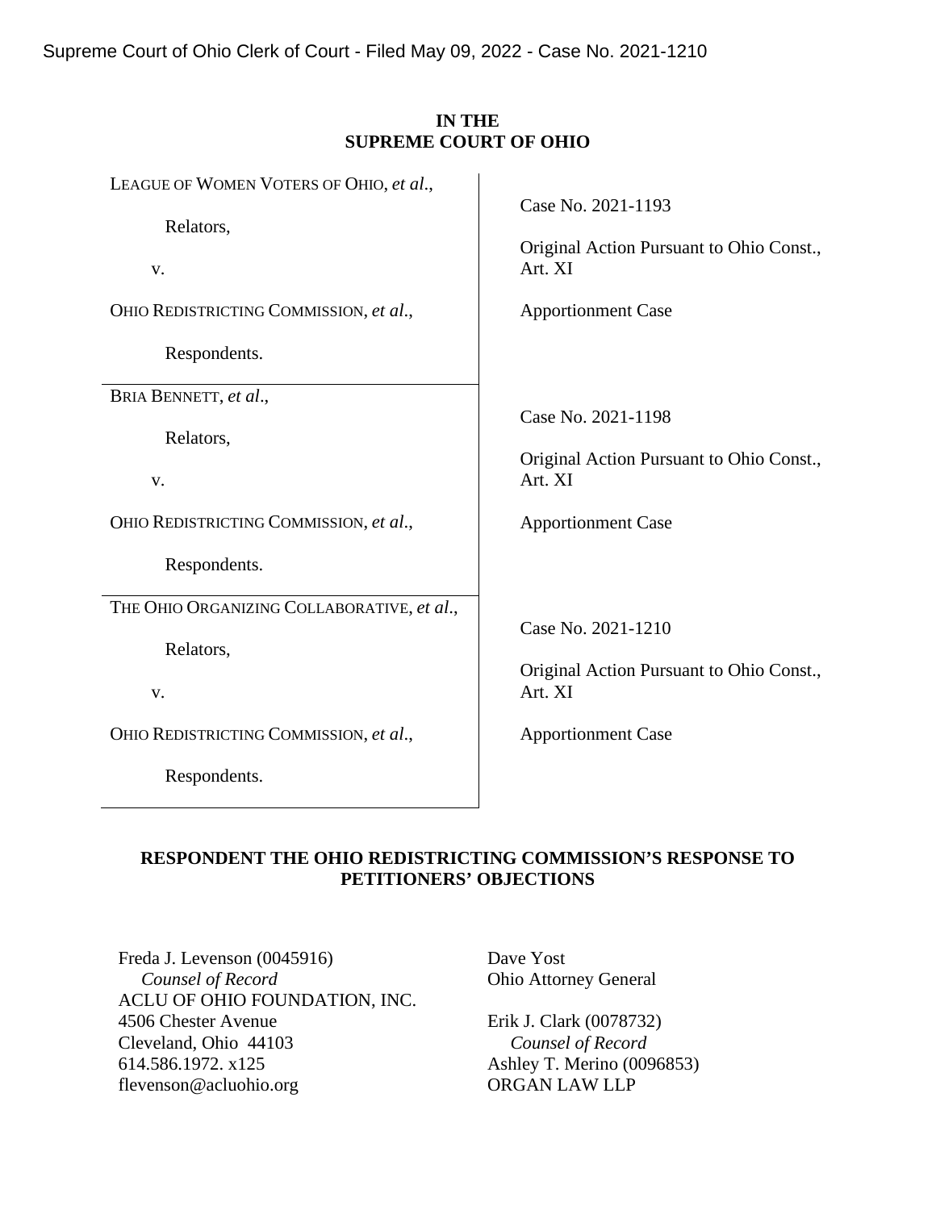Supreme Court of Ohio Clerk of Court - Filed May 09, 2022 - Case No. 2021-1210

**IN THE**
**SUPREME COURT OF OHIO**

| | |
|---|---|
| LEAGUE OF WOMEN VOTERS OF OHIO, *et al*.,<br><br>Relators,<br><br>v.<br><br>OHIO REDISTRICTING COMMISSION, *et al*.,<br><br>Respondents. | Case No. 2021-1193<br><br>Original Action Pursuant to Ohio Const., Art. XI<br><br>Apportionment Case |
| BRIA BENNETT, *et al*.,<br><br>Relators,<br><br>v.<br><br>OHIO REDISTRICTING COMMISSION, *et al*.,<br><br>Respondents. | Case No. 2021-1198<br><br>Original Action Pursuant to Ohio Const., Art. XI<br><br>Apportionment Case |
| THE OHIO ORGANIZING COLLABORATIVE, *et al*.,<br><br>Relators,<br><br>v.<br><br>OHIO REDISTRICTING COMMISSION, *et al*.,<br><br>Respondents. | Case No. 2021-1210<br><br>Original Action Pursuant to Ohio Const., Art. XI<br><br>Apportionment Case |

**RESPONDENT THE OHIO REDISTRICTING COMMISSION'S RESPONSE TO PETITIONERS' OBJECTIONS**

Freda J. Levenson (0045916)
*Counsel of Record*
ACLU OF OHIO FOUNDATION, INC.
4506 Chester Avenue
Cleveland, Ohio 44103
614.586.1972. x125
flevenson@acluohio.org

Dave Yost
Ohio Attorney General

Erik J. Clark (0078732)
*Counsel of Record*
Ashley T. Merino (0096853)
ORGAN LAW LLP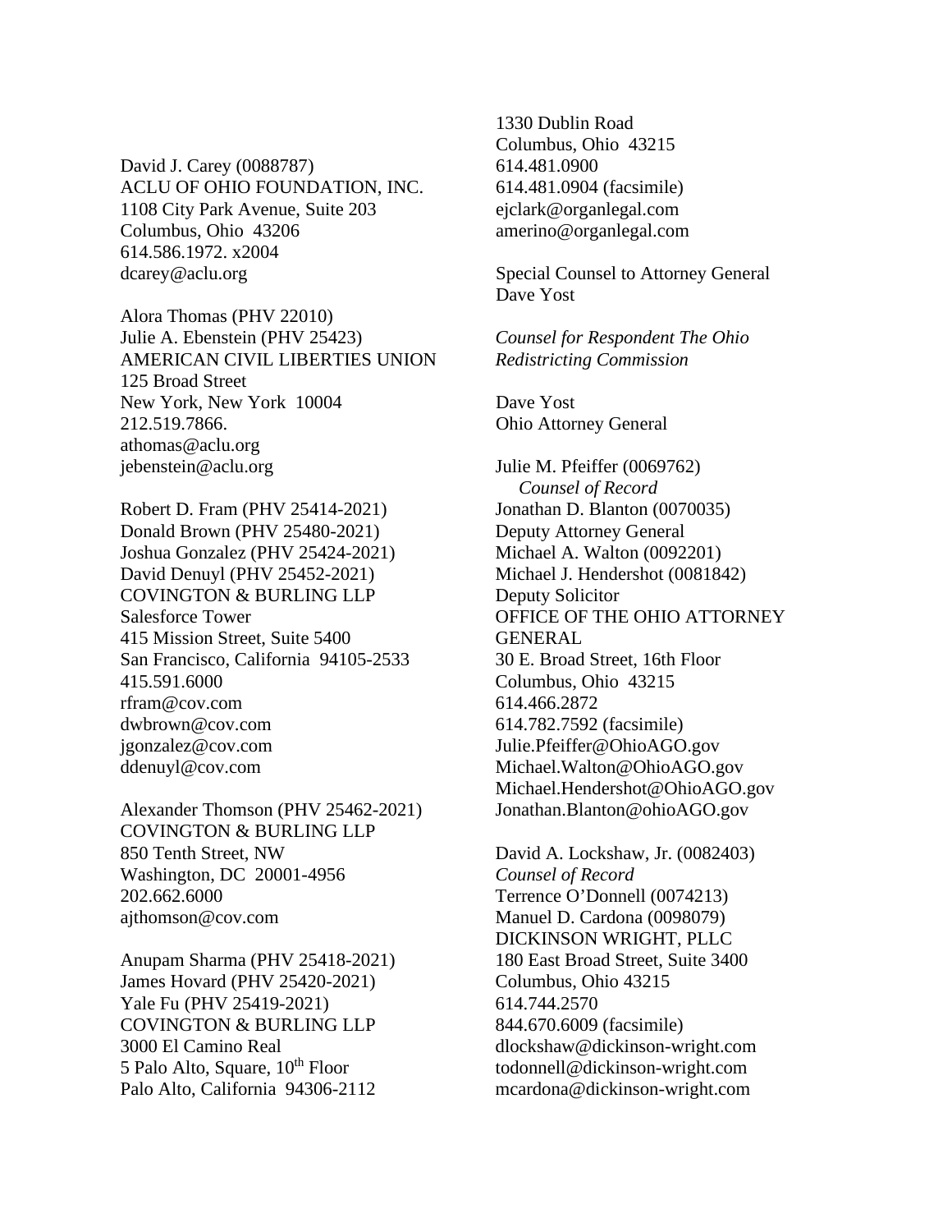David J. Carey (0088787)
ACLU OF OHIO FOUNDATION, INC.
1108 City Park Avenue, Suite 203
Columbus, Ohio 43206
614.586.1972. x2004
dcarey@aclu.org

Alora Thomas (PHV 22010)
Julie A. Ebenstein (PHV 25423)
AMERICAN CIVIL LIBERTIES UNION
125 Broad Street
New York, New York 10004
212.519.7866.
athomas@aclu.org
jebenstein@aclu.org

Robert D. Fram (PHV 25414-2021)
Donald Brown (PHV 25480-2021)
Joshua Gonzalez (PHV 25424-2021)
David Denuyl (PHV 25452-2021)
COVINGTON & BURLING LLP
Salesforce Tower
415 Mission Street, Suite 5400
San Francisco, California 94105-2533
415.591.6000
rfram@cov.com
dwbrown@cov.com
jgonzalez@cov.com
ddenuyl@cov.com

Alexander Thomson (PHV 25462-2021)
COVINGTON & BURLING LLP
850 Tenth Street, NW
Washington, DC 20001-4956
202.662.6000
ajthomson@cov.com

Anupam Sharma (PHV 25418-2021)
James Hovard (PHV 25420-2021)
Yale Fu (PHV 25419-2021)
COVINGTON & BURLING LLP
3000 El Camino Real
5 Palo Alto, Square, 10th Floor
Palo Alto, California 94306-2112

1330 Dublin Road
Columbus, Ohio 43215
614.481.0900
614.481.0904 (facsimile)
ejclark@organlegal.com
amerino@organlegal.com

Special Counsel to Attorney General Dave Yost

*Counsel for Respondent The Ohio Redistricting Commission*

Dave Yost
Ohio Attorney General

Julie M. Pfeiffer (0069762)
*Counsel of Record*
Jonathan D. Blanton (0070035)
Deputy Attorney General
Michael A. Walton (0092201)
Michael J. Hendershot (0081842)
Deputy Solicitor
OFFICE OF THE OHIO ATTORNEY GENERAL
30 E. Broad Street, 16th Floor
Columbus, Ohio 43215
614.466.2872
614.782.7592 (facsimile)
Julie.Pfeiffer@OhioAGO.gov
Michael.Walton@OhioAGO.gov
Michael.Hendershot@OhioAGO.gov
Jonathan.Blanton@ohioAGO.gov

David A. Lockshaw, Jr. (0082403)
*Counsel of Record*
Terrence O'Donnell (0074213)
Manuel D. Cardona (0098079)
DICKINSON WRIGHT, PLLC
180 East Broad Street, Suite 3400
Columbus, Ohio 43215
614.744.2570
844.670.6009 (facsimile)
dlockshaw@dickinson-wright.com
todonnell@dickinson-wright.com
mcardona@dickinson-wright.com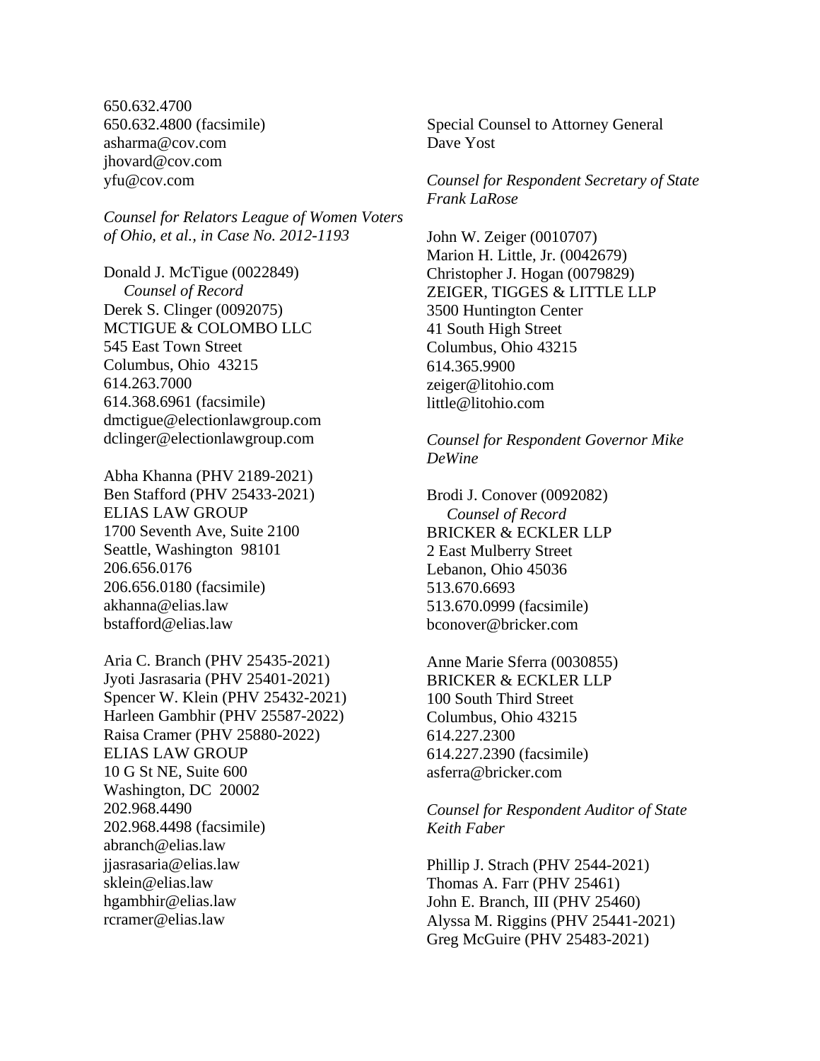650.632.4700
650.632.4800 (facsimile)
asharma@cov.com
jhovard@cov.com
yfu@cov.com

*Counsel for Relators League of Women Voters of Ohio, et al., in Case No. 2012-1193*

Donald J. McTigue (0022849)
*Counsel of Record*
Derek S. Clinger (0092075)
MCTIGUE & COLOMBO LLC
545 East Town Street
Columbus, Ohio 43215
614.263.7000
614.368.6961 (facsimile)
dmctigue@electionlawgroup.com
dclinger@electionlawgroup.com

Abha Khanna (PHV 2189-2021)
Ben Stafford (PHV 25433-2021)
ELIAS LAW GROUP
1700 Seventh Ave, Suite 2100
Seattle, Washington 98101
206.656.0176
206.656.0180 (facsimile)
akhanna@elias.law
bstafford@elias.law

Aria C. Branch (PHV 25435-2021)
Jyoti Jasrasaria (PHV 25401-2021)
Spencer W. Klein (PHV 25432-2021)
Harleen Gambhir (PHV 25587-2022)
Raisa Cramer (PHV 25880-2022)
ELIAS LAW GROUP
10 G St NE, Suite 600
Washington, DC 20002
202.968.4490
202.968.4498 (facsimile)
abranch@elias.law
jjasrasaria@elias.law
sklein@elias.law
hgambhir@elias.law
rcramer@elias.law

Special Counsel to Attorney General Dave Yost

*Counsel for Respondent Secretary of State Frank LaRose*

John W. Zeiger (0010707)
Marion H. Little, Jr. (0042679)
Christopher J. Hogan (0079829)
ZEIGER, TIGGES & LITTLE LLP
3500 Huntington Center
41 South High Street
Columbus, Ohio 43215
614.365.9900
zeiger@litohio.com
little@litohio.com

*Counsel for Respondent Governor Mike DeWine*

Brodi J. Conover (0092082)
*Counsel of Record*
BRICKER & ECKLER LLP
2 East Mulberry Street
Lebanon, Ohio 45036
513.670.6693
513.670.0999 (facsimile)
bconover@bricker.com

Anne Marie Sferra (0030855)
BRICKER & ECKLER LLP
100 South Third Street
Columbus, Ohio 43215
614.227.2300
614.227.2390 (facsimile)
asferra@bricker.com

*Counsel for Respondent Auditor of State Keith Faber*

Phillip J. Strach (PHV 2544-2021)
Thomas A. Farr (PHV 25461)
John E. Branch, III (PHV 25460)
Alyssa M. Riggins (PHV 25441-2021)
Greg McGuire (PHV 25483-2021)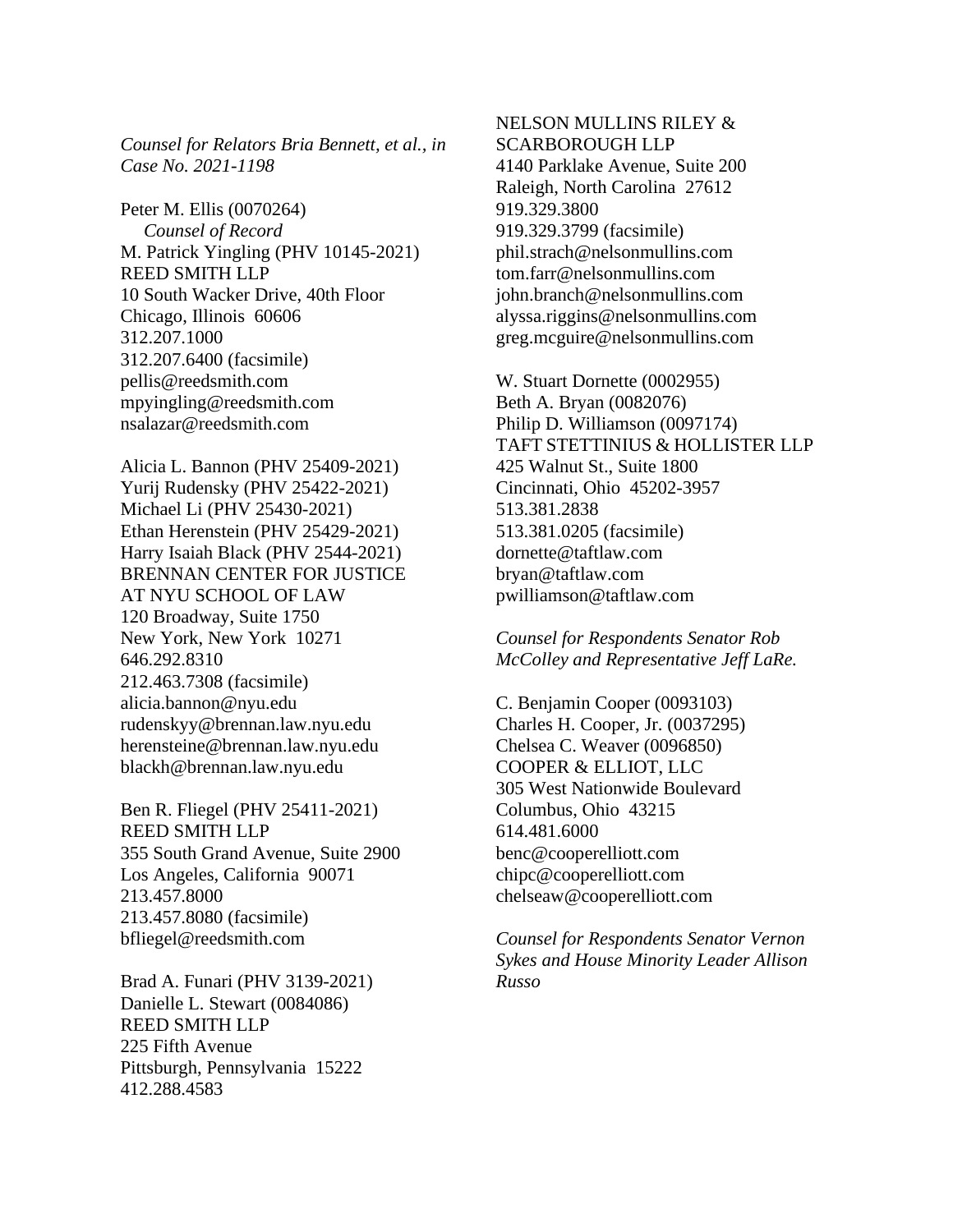*Counsel for Relators Bria Bennett, et al., in Case No. 2021-1198*

Peter M. Ellis (0070264)
*Counsel of Record*
M. Patrick Yingling (PHV 10145-2021)
REED SMITH LLP
10 South Wacker Drive, 40th Floor
Chicago, Illinois 60606
312.207.1000
312.207.6400 (facsimile)
pellis@reedsmith.com
mpyingling@reedsmith.com
nsalazar@reedsmith.com

Alicia L. Bannon (PHV 25409-2021)
Yurij Rudensky (PHV 25422-2021)
Michael Li (PHV 25430-2021)
Ethan Herenstein (PHV 25429-2021)
Harry Isaiah Black (PHV 2544-2021)
BRENNAN CENTER FOR JUSTICE AT NYU SCHOOL OF LAW
120 Broadway, Suite 1750
New York, New York 10271
646.292.8310
212.463.7308 (facsimile)
alicia.bannon@nyu.edu
rudenskyy@brennan.law.nyu.edu
herensteine@brennan.law.nyu.edu
blackh@brennan.law.nyu.edu

Ben R. Fliegel (PHV 25411-2021)
REED SMITH LLP
355 South Grand Avenue, Suite 2900
Los Angeles, California 90071
213.457.8000
213.457.8080 (facsimile)
bfliegel@reedsmith.com

Brad A. Funari (PHV 3139-2021)
Danielle L. Stewart (0084086)
REED SMITH LLP
225 Fifth Avenue
Pittsburgh, Pennsylvania 15222
412.288.4583

NELSON MULLINS RILEY & SCARBOROUGH LLP
4140 Parklake Avenue, Suite 200
Raleigh, North Carolina 27612
919.329.3800
919.329.3799 (facsimile)
phil.strach@nelsonmullins.com
tom.farr@nelsonmullins.com
john.branch@nelsonmullins.com
alyssa.riggins@nelsonmullins.com
greg.mcguire@nelsonmullins.com

W. Stuart Dornette (0002955)
Beth A. Bryan (0082076)
Philip D. Williamson (0097174)
TAFT STETTINIUS & HOLLISTER LLP
425 Walnut St., Suite 1800
Cincinnati, Ohio 45202-3957
513.381.2838
513.381.0205 (facsimile)
dornette@taftlaw.com
bryan@taftlaw.com
pwilliamson@taftlaw.com

*Counsel for Respondents Senator Rob McColley and Representative Jeff LaRe.*

C. Benjamin Cooper (0093103)
Charles H. Cooper, Jr. (0037295)
Chelsea C. Weaver (0096850)
COOPER & ELLIOT, LLC
305 West Nationwide Boulevard
Columbus, Ohio 43215
614.481.6000
benc@cooperelliott.com
chipc@cooperelliott.com
chelseaw@cooperelliott.com

*Counsel for Respondents Senator Vernon Sykes and House Minority Leader Allison Russo*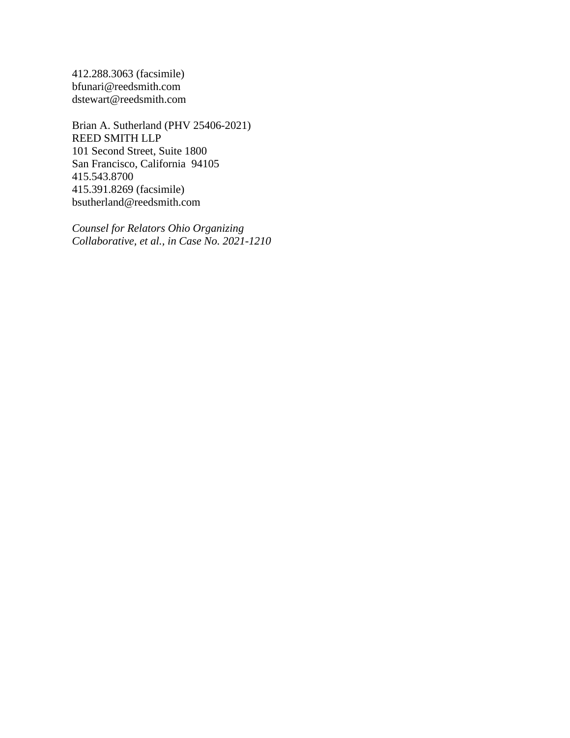412.288.3063 (facsimile)
bfunari@reedsmith.com
dstewart@reedsmith.com

Brian A. Sutherland (PHV 25406-2021)
REED SMITH LLP
101 Second Street, Suite 1800
San Francisco, California 94105
415.543.8700
415.391.8269 (facsimile)
bsutherland@reedsmith.com

*Counsel for Relators Ohio Organizing Collaborative, et al., in Case No. 2021-1210*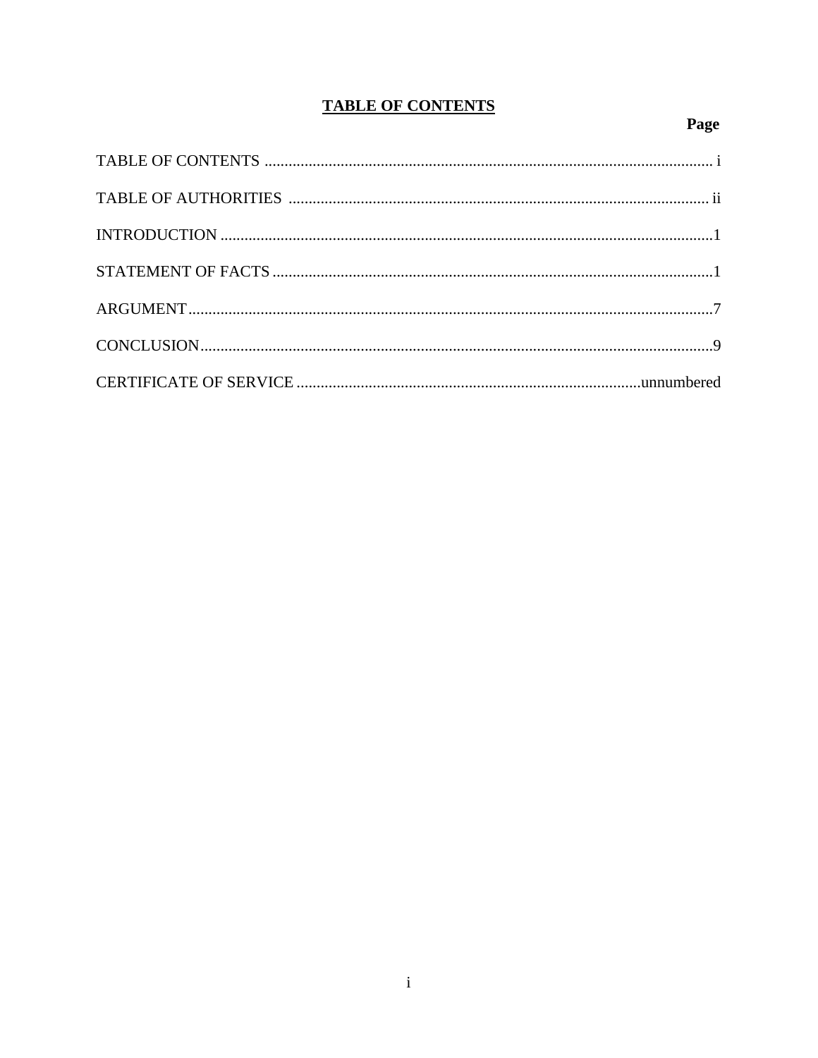# TABLE OF CONTENTS

| | Page |
|---|---|
| TABLE OF CONTENTS | i |
| TABLE OF AUTHORITIES | ii |
| INTRODUCTION | 1 |
| STATEMENT OF FACTS | 1 |
| ARGUMENT | 7 |
| CONCLUSION | 9 |
| CERTIFICATE OF SERVICE | unnumbered |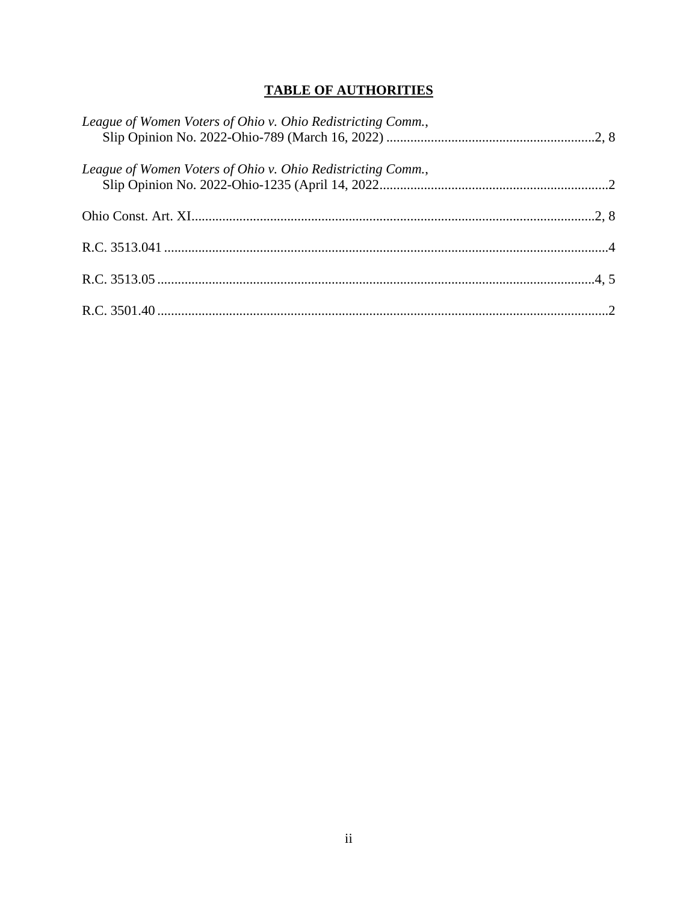## **TABLE OF AUTHORITIES**

*League of Women Voters of Ohio v. Ohio Redistricting Comm.*,
Slip Opinion No. 2022-Ohio-789 (March 16, 2022) ............................................................2, 8

*League of Women Voters of Ohio v. Ohio Redistricting Comm.*,
Slip Opinion No. 2022-Ohio-1235 (April 14, 2022..................................................................2

Ohio Const. Art. XI.....................................................................................................................2, 8

R.C. 3513.041 .................................................................................................................................4

R.C. 3513.05 ...............................................................................................................................4, 5

R.C. 3501.40 ..................................................................................................................................2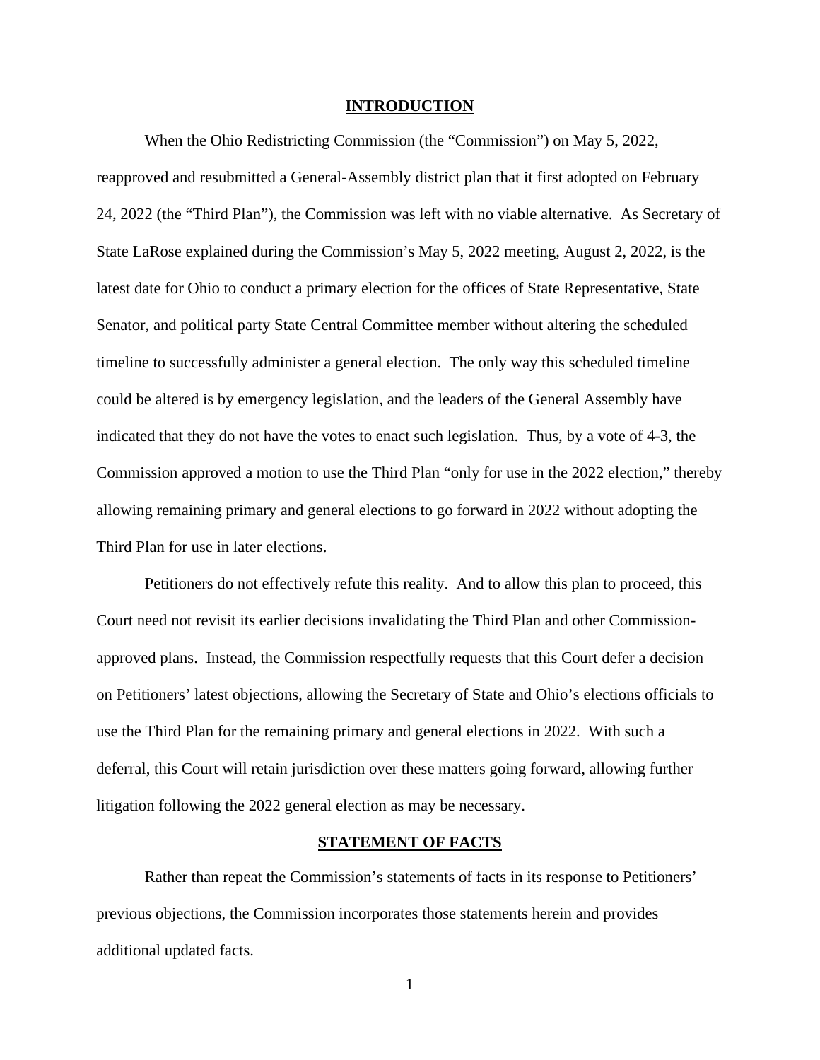## INTRODUCTION

When the Ohio Redistricting Commission (the "Commission") on May 5, 2022, reapproved and resubmitted a General-Assembly district plan that it first adopted on February 24, 2022 (the "Third Plan"), the Commission was left with no viable alternative. As Secretary of State LaRose explained during the Commission's May 5, 2022 meeting, August 2, 2022, is the latest date for Ohio to conduct a primary election for the offices of State Representative, State Senator, and political party State Central Committee member without altering the scheduled timeline to successfully administer a general election. The only way this scheduled timeline could be altered is by emergency legislation, and the leaders of the General Assembly have indicated that they do not have the votes to enact such legislation. Thus, by a vote of 4-3, the Commission approved a motion to use the Third Plan "only for use in the 2022 election," thereby allowing remaining primary and general elections to go forward in 2022 without adopting the Third Plan for use in later elections.

Petitioners do not effectively refute this reality. And to allow this plan to proceed, this Court need not revisit its earlier decisions invalidating the Third Plan and other Commission-approved plans. Instead, the Commission respectfully requests that this Court defer a decision on Petitioners' latest objections, allowing the Secretary of State and Ohio's elections officials to use the Third Plan for the remaining primary and general elections in 2022. With such a deferral, this Court will retain jurisdiction over these matters going forward, allowing further litigation following the 2022 general election as may be necessary.

## STATEMENT OF FACTS

Rather than repeat the Commission's statements of facts in its response to Petitioners' previous objections, the Commission incorporates those statements herein and provides additional updated facts.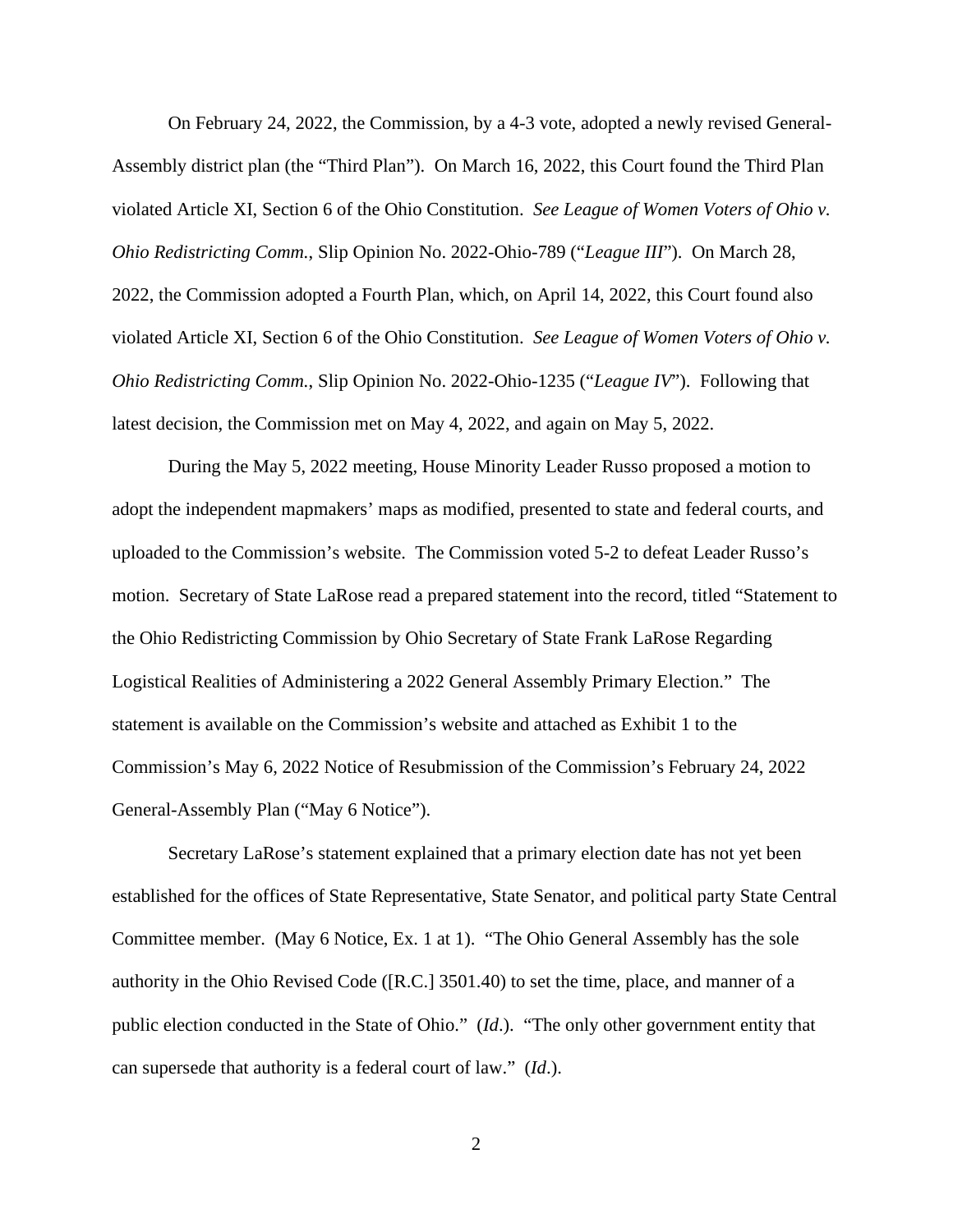On February 24, 2022, the Commission, by a 4-3 vote, adopted a newly revised General-Assembly district plan (the "Third Plan"). On March 16, 2022, this Court found the Third Plan violated Article XI, Section 6 of the Ohio Constitution. *See League of Women Voters of Ohio v. Ohio Redistricting Comm.*, Slip Opinion No. 2022-Ohio-789 ("*League III*"). On March 28, 2022, the Commission adopted a Fourth Plan, which, on April 14, 2022, this Court found also violated Article XI, Section 6 of the Ohio Constitution. *See League of Women Voters of Ohio v. Ohio Redistricting Comm.*, Slip Opinion No. 2022-Ohio-1235 ("*League IV*"). Following that latest decision, the Commission met on May 4, 2022, and again on May 5, 2022.

During the May 5, 2022 meeting, House Minority Leader Russo proposed a motion to adopt the independent mapmakers' maps as modified, presented to state and federal courts, and uploaded to the Commission's website. The Commission voted 5-2 to defeat Leader Russo's motion. Secretary of State LaRose read a prepared statement into the record, titled "Statement to the Ohio Redistricting Commission by Ohio Secretary of State Frank LaRose Regarding Logistical Realities of Administering a 2022 General Assembly Primary Election." The statement is available on the Commission's website and attached as Exhibit 1 to the Commission's May 6, 2022 Notice of Resubmission of the Commission's February 24, 2022 General-Assembly Plan ("May 6 Notice").

Secretary LaRose's statement explained that a primary election date has not yet been established for the offices of State Representative, State Senator, and political party State Central Committee member. (May 6 Notice, Ex. 1 at 1). "The Ohio General Assembly has the sole authority in the Ohio Revised Code ([R.C.] 3501.40) to set the time, place, and manner of a public election conducted in the State of Ohio." (*Id*.). "The only other government entity that can supersede that authority is a federal court of law." (*Id*.).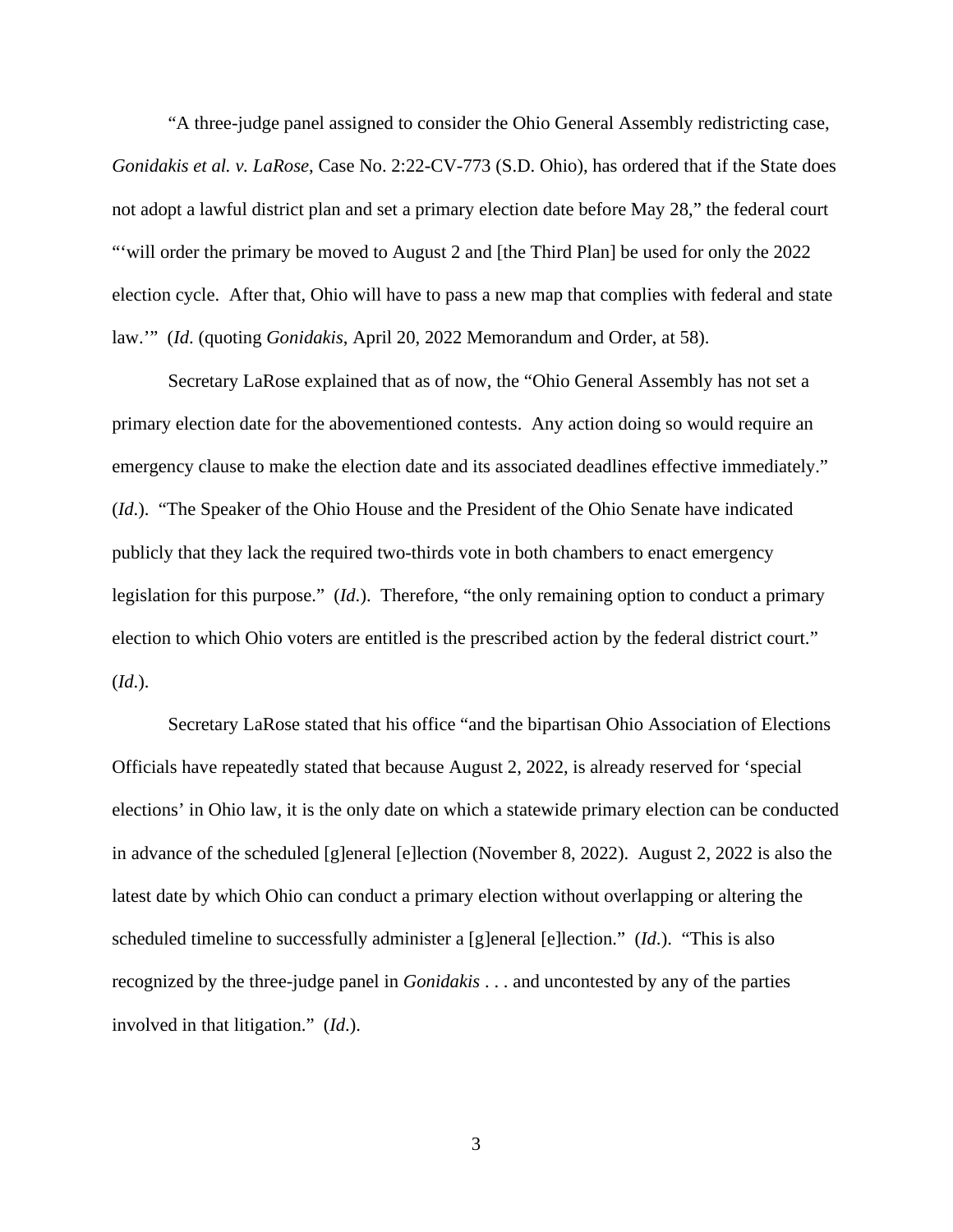"A three-judge panel assigned to consider the Ohio General Assembly redistricting case, *Gonidakis et al. v. LaRose*, Case No. 2:22-CV-773 (S.D. Ohio), has ordered that if the State does not adopt a lawful district plan and set a primary election date before May 28," the federal court "'will order the primary be moved to August 2 and [the Third Plan] be used for only the 2022 election cycle. After that, Ohio will have to pass a new map that complies with federal and state law.'" (*Id*. (quoting *Gonidakis*, April 20, 2022 Memorandum and Order, at 58).

Secretary LaRose explained that as of now, the "Ohio General Assembly has not set a primary election date for the abovementioned contests. Any action doing so would require an emergency clause to make the election date and its associated deadlines effective immediately." (*Id*.). "The Speaker of the Ohio House and the President of the Ohio Senate have indicated publicly that they lack the required two-thirds vote in both chambers to enact emergency legislation for this purpose." (*Id*.). Therefore, "the only remaining option to conduct a primary election to which Ohio voters are entitled is the prescribed action by the federal district court." (*Id*.).

Secretary LaRose stated that his office "and the bipartisan Ohio Association of Elections Officials have repeatedly stated that because August 2, 2022, is already reserved for 'special elections' in Ohio law, it is the only date on which a statewide primary election can be conducted in advance of the scheduled [g]eneral [e]lection (November 8, 2022). August 2, 2022 is also the latest date by which Ohio can conduct a primary election without overlapping or altering the scheduled timeline to successfully administer a [g]eneral [e]lection." (*Id*.). "This is also recognized by the three-judge panel in *Gonidakis* . . . and uncontested by any of the parties involved in that litigation." (*Id*.).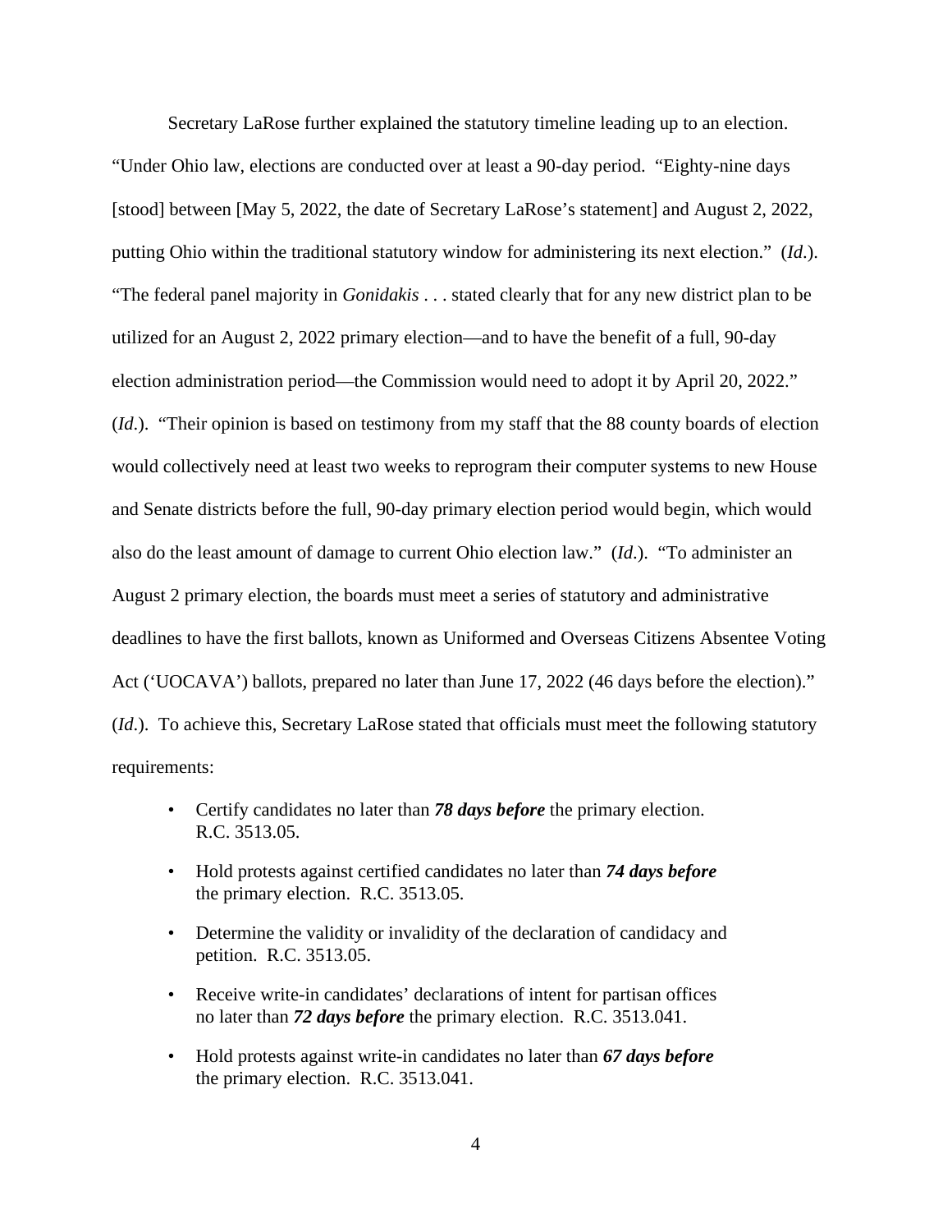Secretary LaRose further explained the statutory timeline leading up to an election. "Under Ohio law, elections are conducted over at least a 90-day period. "Eighty-nine days [stood] between [May 5, 2022, the date of Secretary LaRose's statement] and August 2, 2022, putting Ohio within the traditional statutory window for administering its next election." (*Id*.). "The federal panel majority in *Gonidakis* . . . stated clearly that for any new district plan to be utilized for an August 2, 2022 primary election—and to have the benefit of a full, 90-day election administration period—the Commission would need to adopt it by April 20, 2022." (*Id*.). "Their opinion is based on testimony from my staff that the 88 county boards of election would collectively need at least two weeks to reprogram their computer systems to new House and Senate districts before the full, 90-day primary election period would begin, which would also do the least amount of damage to current Ohio election law." (*Id*.). "To administer an August 2 primary election, the boards must meet a series of statutory and administrative deadlines to have the first ballots, known as Uniformed and Overseas Citizens Absentee Voting Act ('UOCAVA') ballots, prepared no later than June 17, 2022 (46 days before the election)." (*Id*.). To achieve this, Secretary LaRose stated that officials must meet the following statutory requirements:

- Certify candidates no later than ***78 days before*** the primary election. R.C. 3513.05.
- Hold protests against certified candidates no later than ***74 days before*** the primary election. R.C. 3513.05.
- Determine the validity or invalidity of the declaration of candidacy and petition. R.C. 3513.05.
- Receive write-in candidates' declarations of intent for partisan offices no later than ***72 days before*** the primary election. R.C. 3513.041.
- Hold protests against write-in candidates no later than ***67 days before*** the primary election. R.C. 3513.041.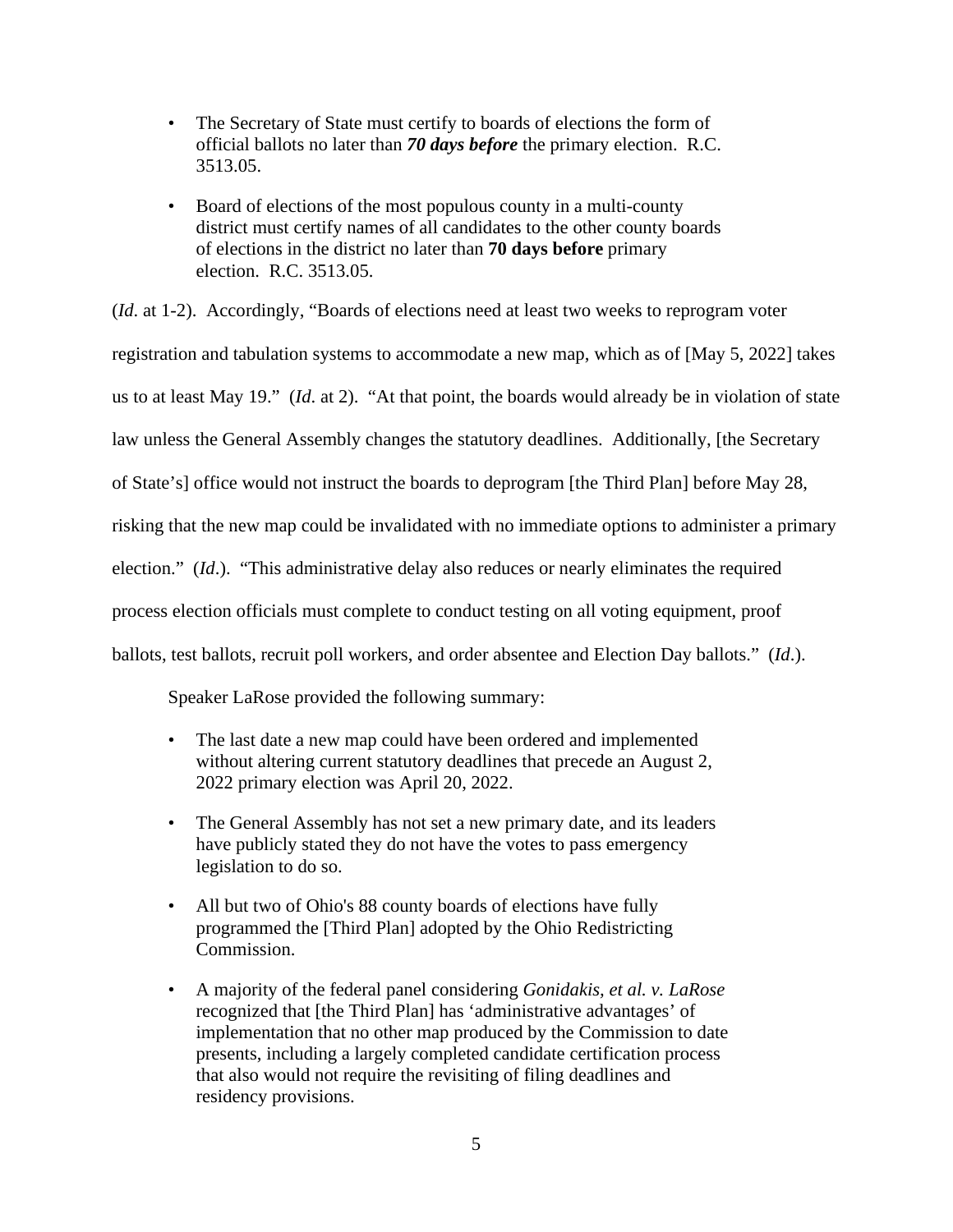- The Secretary of State must certify to boards of elections the form of official ballots no later than ***70 days before*** the primary election. R.C. 3513.05.

- Board of elections of the most populous county in a multi-county district must certify names of all candidates to the other county boards of elections in the district no later than **70 days before** primary election. R.C. 3513.05.

(*Id*. at 1-2). Accordingly, "Boards of elections need at least two weeks to reprogram voter registration and tabulation systems to accommodate a new map, which as of [May 5, 2022] takes us to at least May 19." (*Id*. at 2). "At that point, the boards would already be in violation of state law unless the General Assembly changes the statutory deadlines. Additionally, [the Secretary of State's] office would not instruct the boards to deprogram [the Third Plan] before May 28, risking that the new map could be invalidated with no immediate options to administer a primary election." (*Id*.). "This administrative delay also reduces or nearly eliminates the required process election officials must complete to conduct testing on all voting equipment, proof ballots, test ballots, recruit poll workers, and order absentee and Election Day ballots." (*Id*.).

Speaker LaRose provided the following summary:

- The last date a new map could have been ordered and implemented without altering current statutory deadlines that precede an August 2, 2022 primary election was April 20, 2022.

- The General Assembly has not set a new primary date, and its leaders have publicly stated they do not have the votes to pass emergency legislation to do so.

- All but two of Ohio's 88 county boards of elections have fully programmed the [Third Plan] adopted by the Ohio Redistricting Commission.

- A majority of the federal panel considering *Gonidakis, et al. v. LaRose* recognized that [the Third Plan] has 'administrative advantages' of implementation that no other map produced by the Commission to date presents, including a largely completed candidate certification process that also would not require the revisiting of filing deadlines and residency provisions.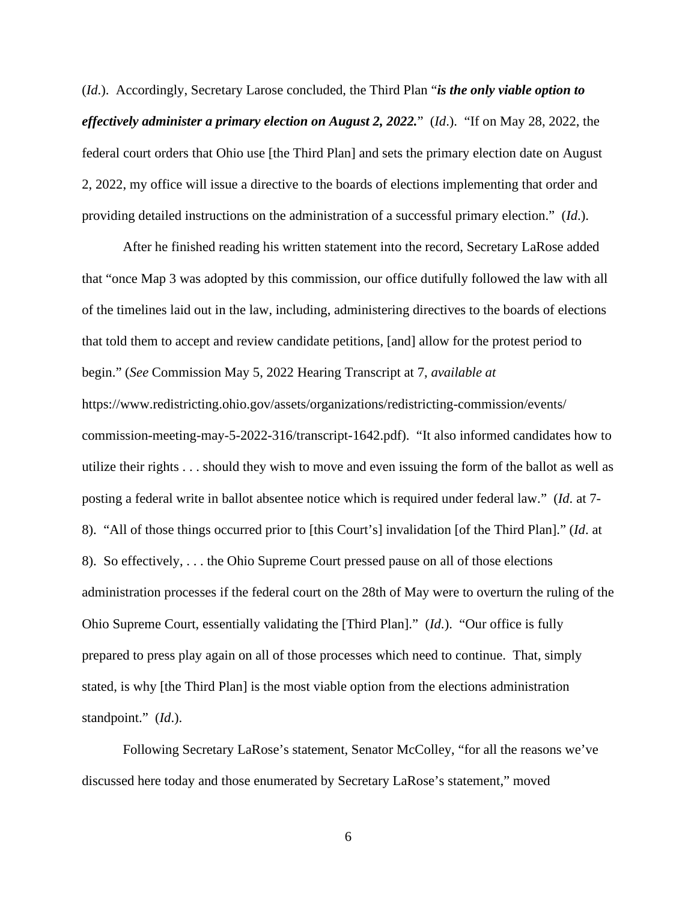(*Id.*). Accordingly, Secretary Larose concluded, the Third Plan "***is the only viable option to effectively administer a primary election on August 2, 2022.***" (*Id*.). "If on May 28, 2022, the federal court orders that Ohio use [the Third Plan] and sets the primary election date on August 2, 2022, my office will issue a directive to the boards of elections implementing that order and providing detailed instructions on the administration of a successful primary election." (*Id*.).

After he finished reading his written statement into the record, Secretary LaRose added that "once Map 3 was adopted by this commission, our office dutifully followed the law with all of the timelines laid out in the law, including, administering directives to the boards of elections that told them to accept and review candidate petitions, [and] allow for the protest period to begin." (*See* Commission May 5, 2022 Hearing Transcript at 7, *available at* https://www.redistricting.ohio.gov/assets/organizations/redistricting-commission/events/commission-meeting-may-5-2022-316/transcript-1642.pdf). "It also informed candidates how to utilize their rights . . . should they wish to move and even issuing the form of the ballot as well as posting a federal write in ballot absentee notice which is required under federal law." (*Id*. at 7-8). "All of those things occurred prior to [this Court's] invalidation [of the Third Plan]." (*Id*. at 8). So effectively, . . . the Ohio Supreme Court pressed pause on all of those elections administration processes if the federal court on the 28th of May were to overturn the ruling of the Ohio Supreme Court, essentially validating the [Third Plan]." (*Id*.). "Our office is fully prepared to press play again on all of those processes which need to continue. That, simply stated, is why [the Third Plan] is the most viable option from the elections administration standpoint." (*Id*.).

Following Secretary LaRose's statement, Senator McColley, "for all the reasons we've discussed here today and those enumerated by Secretary LaRose's statement," moved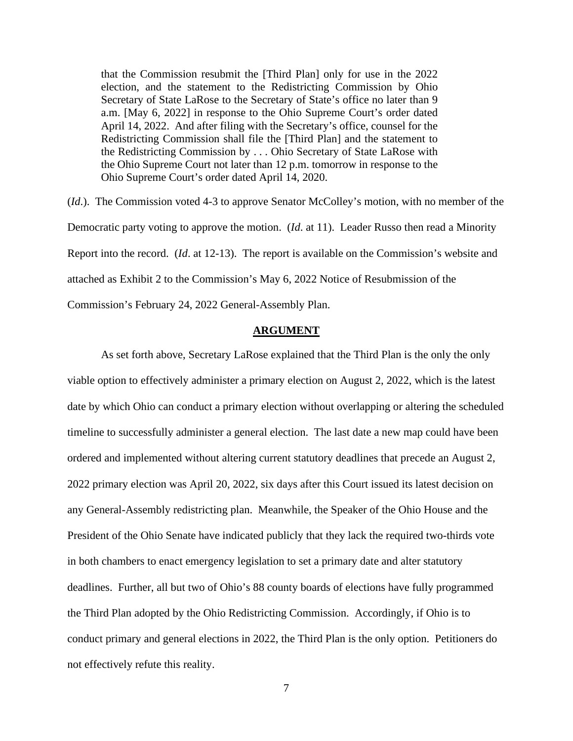> that the Commission resubmit the [Third Plan] only for use in the 2022 election, and the statement to the Redistricting Commission by Ohio Secretary of State LaRose to the Secretary of State's office no later than 9 a.m. [May 6, 2022] in response to the Ohio Supreme Court's order dated April 14, 2022. And after filing with the Secretary's office, counsel for the Redistricting Commission shall file the [Third Plan] and the statement to the Redistricting Commission by . . . Ohio Secretary of State LaRose with the Ohio Supreme Court not later than 12 p.m. tomorrow in response to the Ohio Supreme Court's order dated April 14, 2020.

(*Id*.). The Commission voted 4-3 to approve Senator McColley's motion, with no member of the Democratic party voting to approve the motion. (*Id*. at 11). Leader Russo then read a Minority Report into the record. (*Id*. at 12-13). The report is available on the Commission's website and attached as Exhibit 2 to the Commission's May 6, 2022 Notice of Resubmission of the Commission's February 24, 2022 General-Assembly Plan.

## ARGUMENT

As set forth above, Secretary LaRose explained that the Third Plan is the only the only viable option to effectively administer a primary election on August 2, 2022, which is the latest date by which Ohio can conduct a primary election without overlapping or altering the scheduled timeline to successfully administer a general election. The last date a new map could have been ordered and implemented without altering current statutory deadlines that precede an August 2, 2022 primary election was April 20, 2022, six days after this Court issued its latest decision on any General-Assembly redistricting plan. Meanwhile, the Speaker of the Ohio House and the President of the Ohio Senate have indicated publicly that they lack the required two-thirds vote in both chambers to enact emergency legislation to set a primary date and alter statutory deadlines. Further, all but two of Ohio's 88 county boards of elections have fully programmed the Third Plan adopted by the Ohio Redistricting Commission. Accordingly, if Ohio is to conduct primary and general elections in 2022, the Third Plan is the only option. Petitioners do not effectively refute this reality.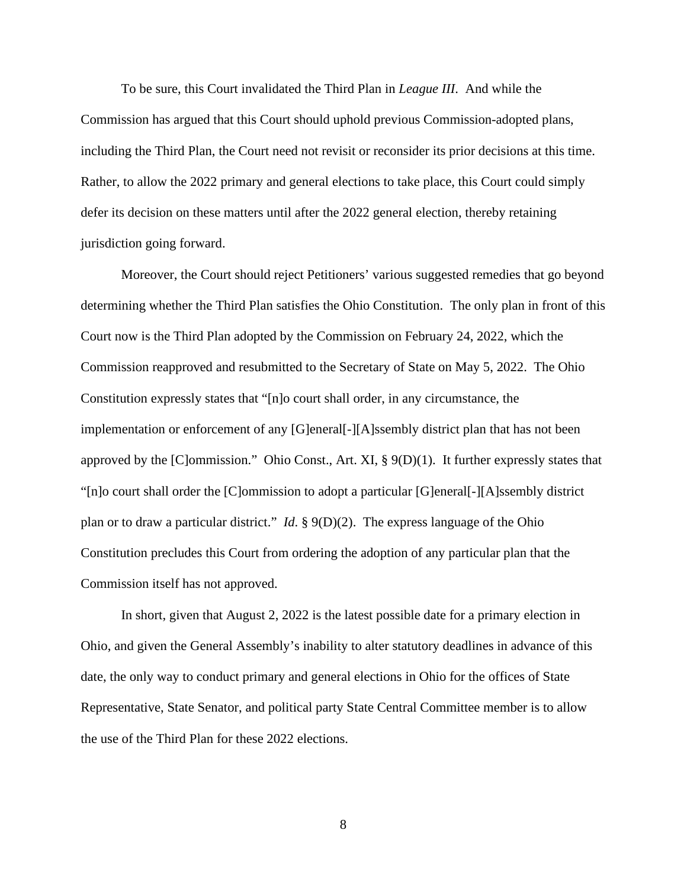To be sure, this Court invalidated the Third Plan in *League III*. And while the Commission has argued that this Court should uphold previous Commission-adopted plans, including the Third Plan, the Court need not revisit or reconsider its prior decisions at this time. Rather, to allow the 2022 primary and general elections to take place, this Court could simply defer its decision on these matters until after the 2022 general election, thereby retaining jurisdiction going forward.

Moreover, the Court should reject Petitioners' various suggested remedies that go beyond determining whether the Third Plan satisfies the Ohio Constitution. The only plan in front of this Court now is the Third Plan adopted by the Commission on February 24, 2022, which the Commission reapproved and resubmitted to the Secretary of State on May 5, 2022. The Ohio Constitution expressly states that "[n]o court shall order, in any circumstance, the implementation or enforcement of any [G]eneral[-][A]ssembly district plan that has not been approved by the [C]ommission." Ohio Const., Art. XI, § 9(D)(1). It further expressly states that "[n]o court shall order the [C]ommission to adopt a particular [G]eneral[-][A]ssembly district plan or to draw a particular district." *Id.* § 9(D)(2). The express language of the Ohio Constitution precludes this Court from ordering the adoption of any particular plan that the Commission itself has not approved.

In short, given that August 2, 2022 is the latest possible date for a primary election in Ohio, and given the General Assembly's inability to alter statutory deadlines in advance of this date, the only way to conduct primary and general elections in Ohio for the offices of State Representative, State Senator, and political party State Central Committee member is to allow the use of the Third Plan for these 2022 elections.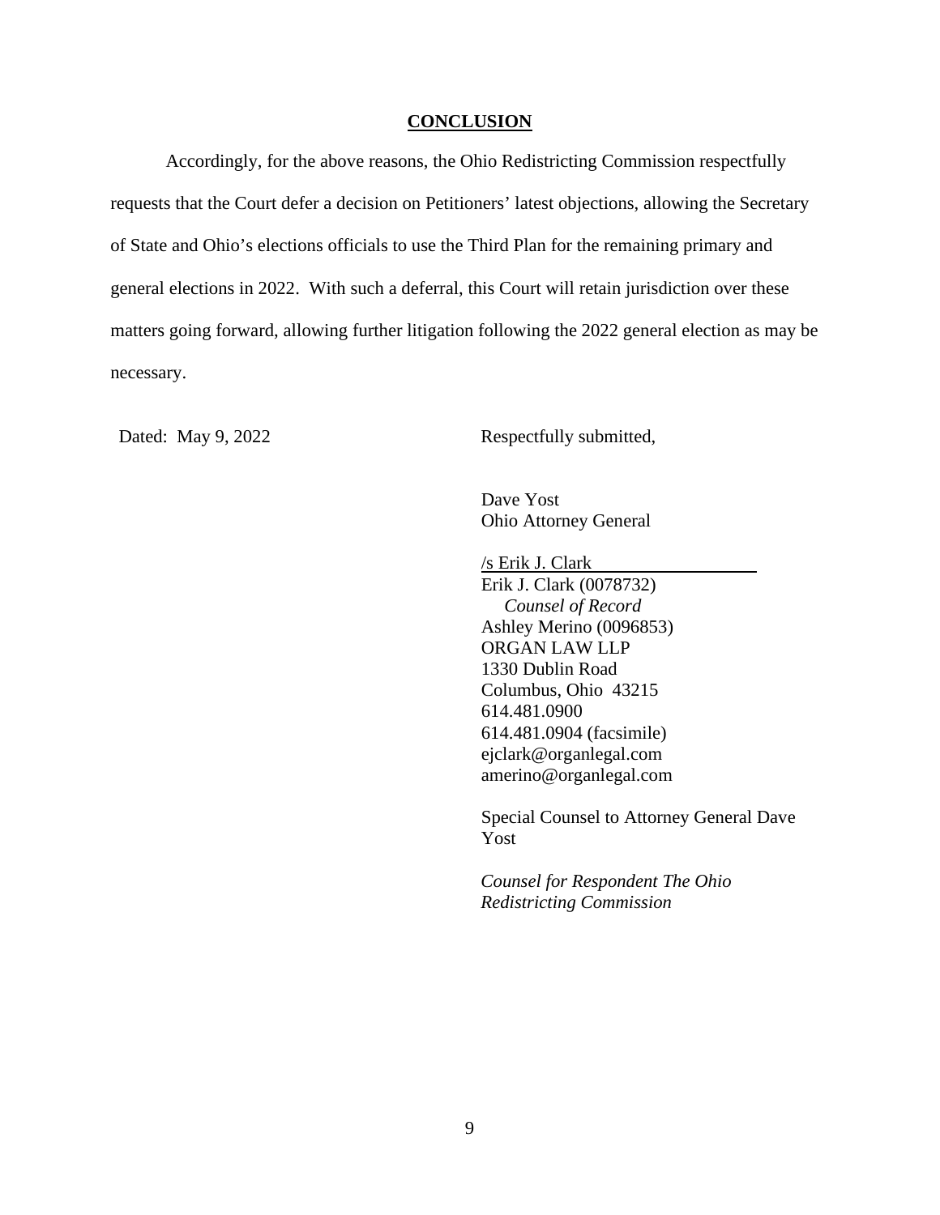## CONCLUSION

Accordingly, for the above reasons, the Ohio Redistricting Commission respectfully requests that the Court defer a decision on Petitioners' latest objections, allowing the Secretary of State and Ohio's elections officials to use the Third Plan for the remaining primary and general elections in 2022. With such a deferral, this Court will retain jurisdiction over these matters going forward, allowing further litigation following the 2022 general election as may be necessary.

Dated: May 9, 2022

Respectfully submitted,

Dave Yost
Ohio Attorney General

/s Erik J. Clark
Erik J. Clark (0078732)
*Counsel of Record*
Ashley Merino (0096853)
ORGAN LAW LLP
1330 Dublin Road
Columbus, Ohio 43215
614.481.0900
614.481.0904 (facsimile)
ejclark@organlegal.com
amerino@organlegal.com

Special Counsel to Attorney General Dave Yost

*Counsel for Respondent The Ohio Redistricting Commission*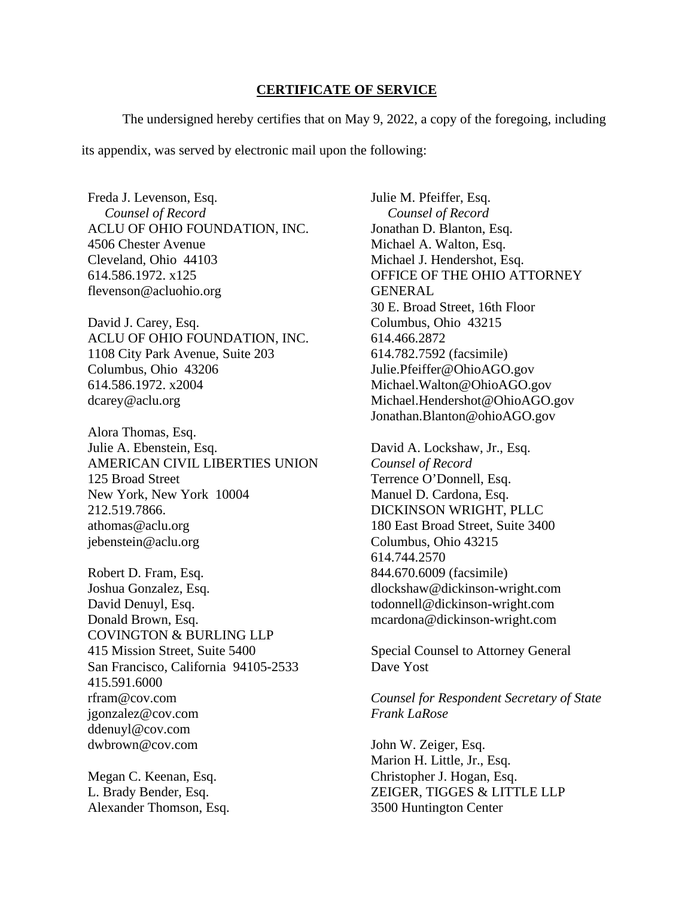## CERTIFICATE OF SERVICE

The undersigned hereby certifies that on May 9, 2022, a copy of the foregoing, including its appendix, was served by electronic mail upon the following:

Freda J. Levenson, Esq.
*Counsel of Record*
ACLU OF OHIO FOUNDATION, INC.
4506 Chester Avenue
Cleveland, Ohio 44103
614.586.1972. x125
flevenson@acluohio.org

David J. Carey, Esq.
ACLU OF OHIO FOUNDATION, INC.
1108 City Park Avenue, Suite 203
Columbus, Ohio 43206
614.586.1972. x2004
dcarey@aclu.org

Alora Thomas, Esq.
Julie A. Ebenstein, Esq.
AMERICAN CIVIL LIBERTIES UNION
125 Broad Street
New York, New York 10004
212.519.7866.
athomas@aclu.org
jebenstein@aclu.org

Robert D. Fram, Esq.
Joshua Gonzalez, Esq.
David Denuyl, Esq.
Donald Brown, Esq.
COVINGTON & BURLING LLP
415 Mission Street, Suite 5400
San Francisco, California 94105-2533
415.591.6000
rfram@cov.com
jgonzalez@cov.com
ddenuyl@cov.com
dwbrown@cov.com

Megan C. Keenan, Esq.
L. Brady Bender, Esq.
Alexander Thomson, Esq.

Julie M. Pfeiffer, Esq.
*Counsel of Record*
Jonathan D. Blanton, Esq.
Michael A. Walton, Esq.
Michael J. Hendershot, Esq.
OFFICE OF THE OHIO ATTORNEY GENERAL
30 E. Broad Street, 16th Floor
Columbus, Ohio 43215
614.466.2872
614.782.7592 (facsimile)
Julie.Pfeiffer@OhioAGO.gov
Michael.Walton@OhioAGO.gov
Michael.Hendershot@OhioAGO.gov
Jonathan.Blanton@ohioAGO.gov

David A. Lockshaw, Jr., Esq.
*Counsel of Record*
Terrence O'Donnell, Esq.
Manuel D. Cardona, Esq.
DICKINSON WRIGHT, PLLC
180 East Broad Street, Suite 3400
Columbus, Ohio 43215
614.744.2570
844.670.6009 (facsimile)
dlockshaw@dickinson-wright.com
todonnell@dickinson-wright.com
mcardona@dickinson-wright.com

Special Counsel to Attorney General Dave Yost

*Counsel for Respondent Secretary of State Frank LaRose*

John W. Zeiger, Esq.
Marion H. Little, Jr., Esq.
Christopher J. Hogan, Esq.
ZEIGER, TIGGES & LITTLE LLP
3500 Huntington Center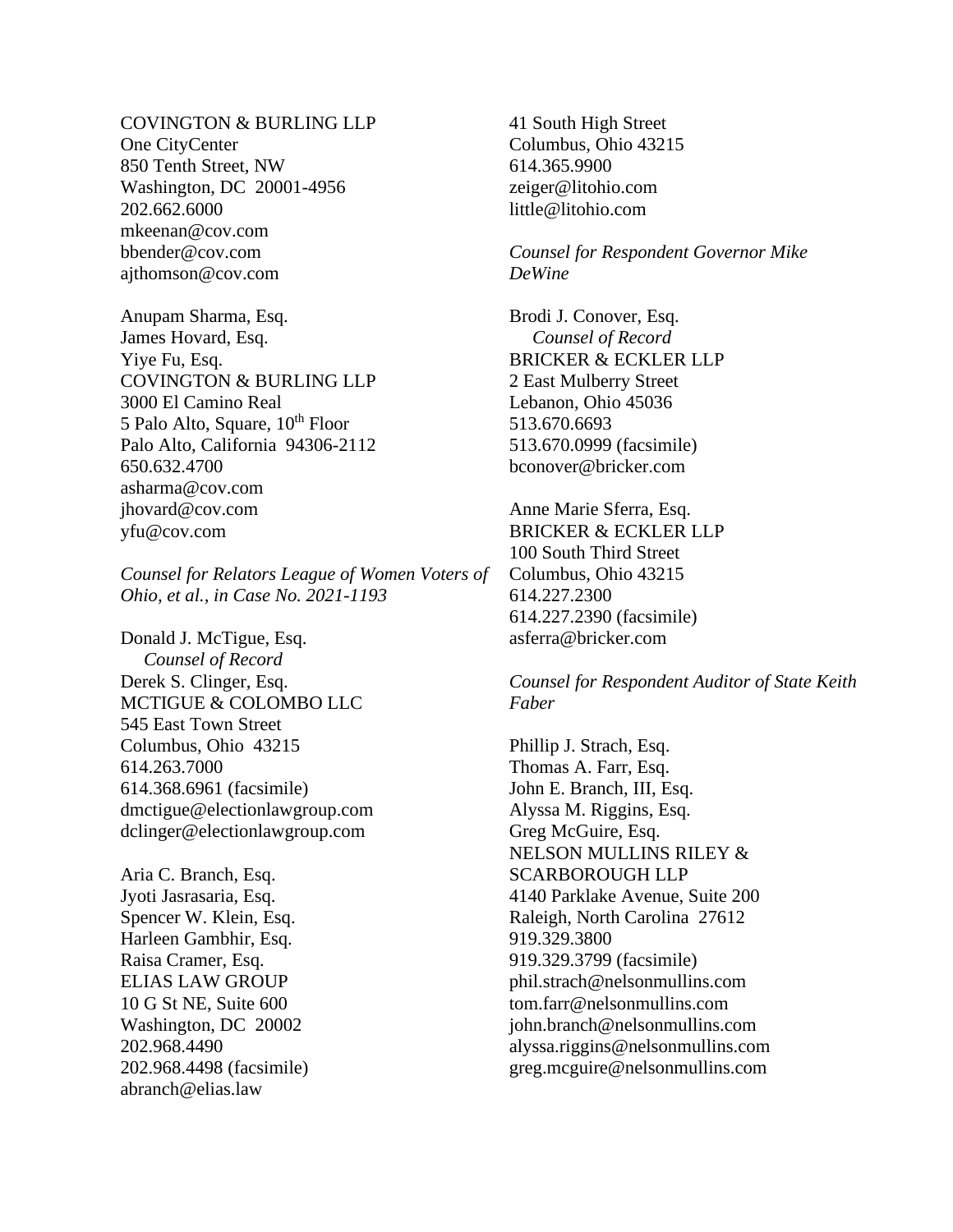COVINGTON & BURLING LLP
One CityCenter
850 Tenth Street, NW
Washington, DC 20001-4956
202.662.6000
mkeenan@cov.com
bbender@cov.com
ajthomson@cov.com

Anupam Sharma, Esq.
James Hovard, Esq.
Yiye Fu, Esq.
COVINGTON & BURLING LLP
3000 El Camino Real
5 Palo Alto, Square, 10th Floor
Palo Alto, California 94306-2112
650.632.4700
asharma@cov.com
jhovard@cov.com
yfu@cov.com

*Counsel for Relators League of Women Voters of Ohio, et al., in Case No. 2021-1193*

Donald J. McTigue, Esq.
*Counsel of Record*
Derek S. Clinger, Esq.
MCTIGUE & COLOMBO LLC
545 East Town Street
Columbus, Ohio 43215
614.263.7000
614.368.6961 (facsimile)
dmctigue@electionlawgroup.com
dclinger@electionlawgroup.com

Aria C. Branch, Esq.
Jyoti Jasrasaria, Esq.
Spencer W. Klein, Esq.
Harleen Gambhir, Esq.
Raisa Cramer, Esq.
ELIAS LAW GROUP
10 G St NE, Suite 600
Washington, DC 20002
202.968.4490
202.968.4498 (facsimile)
abranch@elias.law

41 South High Street
Columbus, Ohio 43215
614.365.9900
zeiger@litohio.com
little@litohio.com

*Counsel for Respondent Governor Mike DeWine*

Brodi J. Conover, Esq.
*Counsel of Record*
BRICKER & ECKLER LLP
2 East Mulberry Street
Lebanon, Ohio 45036
513.670.6693
513.670.0999 (facsimile)
bconover@bricker.com

Anne Marie Sferra, Esq.
BRICKER & ECKLER LLP
100 South Third Street
Columbus, Ohio 43215
614.227.2300
614.227.2390 (facsimile)
asferra@bricker.com

*Counsel for Respondent Auditor of State Keith Faber*

Phillip J. Strach, Esq.
Thomas A. Farr, Esq.
John E. Branch, III, Esq.
Alyssa M. Riggins, Esq.
Greg McGuire, Esq.
NELSON MULLINS RILEY & SCARBOROUGH LLP
4140 Parklake Avenue, Suite 200
Raleigh, North Carolina 27612
919.329.3800
919.329.3799 (facsimile)
phil.strach@nelsonmullins.com
tom.farr@nelsonmullins.com
john.branch@nelsonmullins.com
alyssa.riggins@nelsonmullins.com
greg.mcguire@nelsonmullins.com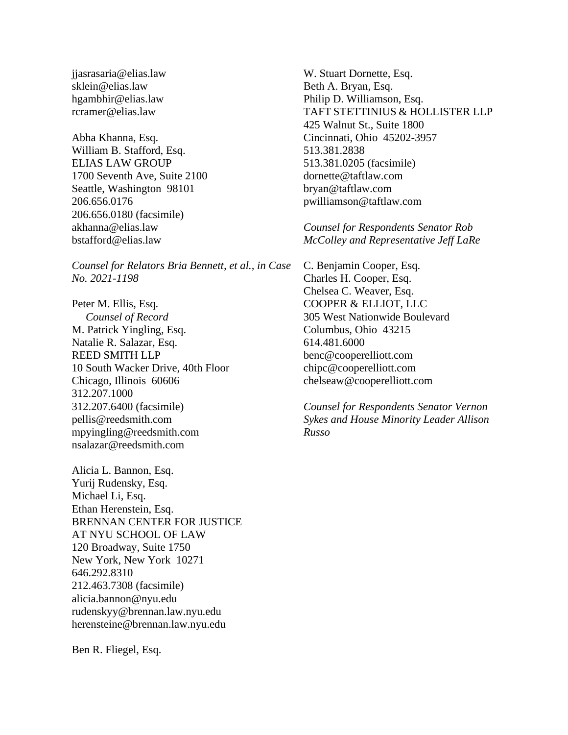jjasrasaria@elias.law
sklein@elias.law
hgambhir@elias.law
rcramer@elias.law

Abha Khanna, Esq.
William B. Stafford, Esq.
ELIAS LAW GROUP
1700 Seventh Ave, Suite 2100
Seattle, Washington 98101
206.656.0176
206.656.0180 (facsimile)
akhanna@elias.law
bstafford@elias.law

*Counsel for Relators Bria Bennett, et al., in Case No. 2021-1198*

Peter M. Ellis, Esq.
*Counsel of Record*
M. Patrick Yingling, Esq.
Natalie R. Salazar, Esq.
REED SMITH LLP
10 South Wacker Drive, 40th Floor
Chicago, Illinois 60606
312.207.1000
312.207.6400 (facsimile)
pellis@reedsmith.com
mpyingling@reedsmith.com
nsalazar@reedsmith.com

Alicia L. Bannon, Esq.
Yurij Rudensky, Esq.
Michael Li, Esq.
Ethan Herenstein, Esq.
BRENNAN CENTER FOR JUSTICE
AT NYU SCHOOL OF LAW
120 Broadway, Suite 1750
New York, New York 10271
646.292.8310
212.463.7308 (facsimile)
alicia.bannon@nyu.edu
rudenskyy@brennan.law.nyu.edu
herensteine@brennan.law.nyu.edu

Ben R. Fliegel, Esq.

W. Stuart Dornette, Esq.
Beth A. Bryan, Esq.
Philip D. Williamson, Esq.
TAFT STETTINIUS & HOLLISTER LLP
425 Walnut St., Suite 1800
Cincinnati, Ohio 45202-3957
513.381.2838
513.381.0205 (facsimile)
dornette@taftlaw.com
bryan@taftlaw.com
pwilliamson@taftlaw.com

*Counsel for Respondents Senator Rob McColley and Representative Jeff LaRe*

C. Benjamin Cooper, Esq.
Charles H. Cooper, Esq.
Chelsea C. Weaver, Esq.
COOPER & ELLIOT, LLC
305 West Nationwide Boulevard
Columbus, Ohio 43215
614.481.6000
benc@cooperelliott.com
chipc@cooperelliott.com
chelseaw@cooperelliott.com

*Counsel for Respondents Senator Vernon Sykes and House Minority Leader Allison Russo*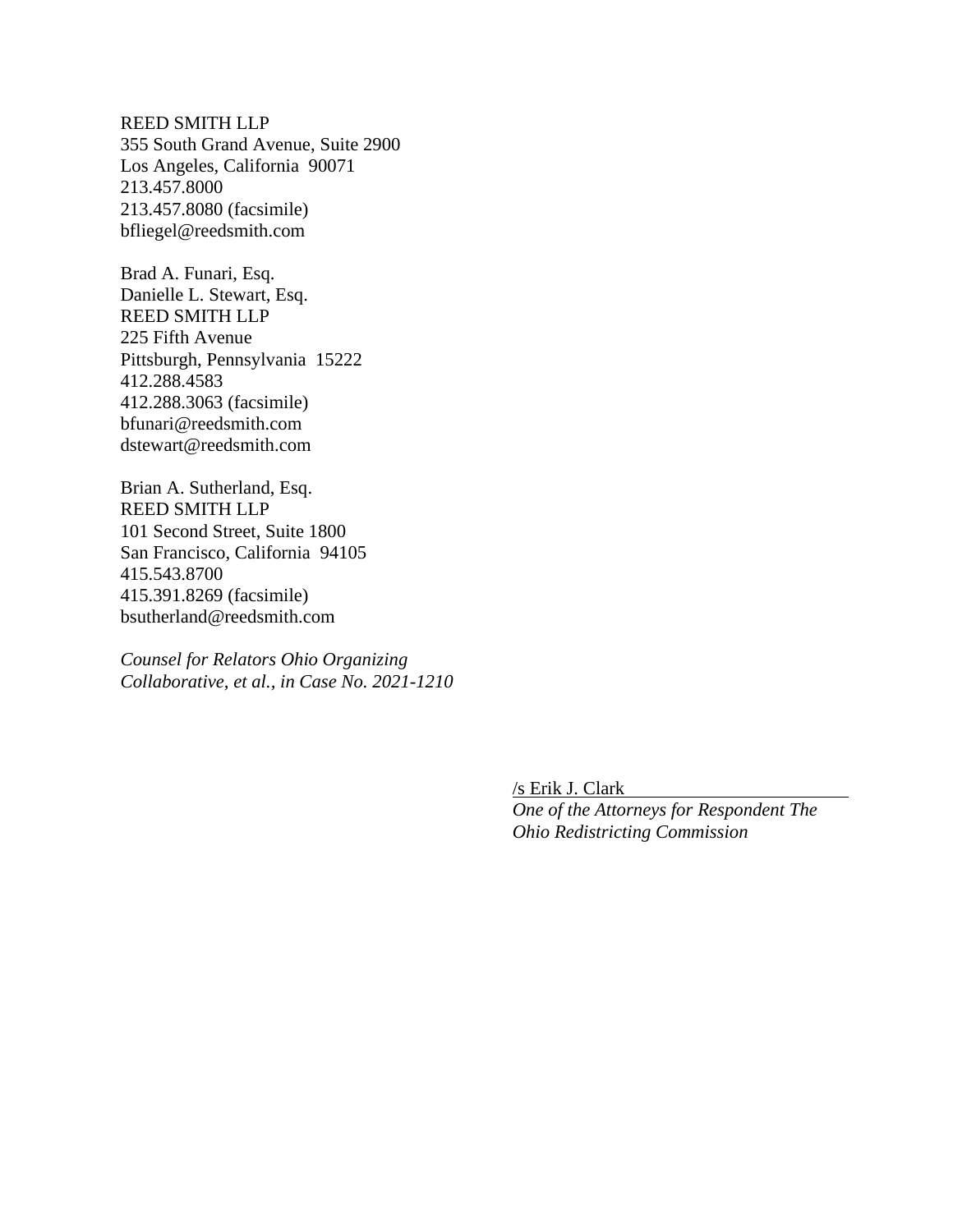REED SMITH LLP
355 South Grand Avenue, Suite 2900
Los Angeles, California 90071
213.457.8000
213.457.8080 (facsimile)
bfliegel@reedsmith.com

Brad A. Funari, Esq.
Danielle L. Stewart, Esq.
REED SMITH LLP
225 Fifth Avenue
Pittsburgh, Pennsylvania 15222
412.288.4583
412.288.3063 (facsimile)
bfunari@reedsmith.com
dstewart@reedsmith.com

Brian A. Sutherland, Esq.
REED SMITH LLP
101 Second Street, Suite 1800
San Francisco, California 94105
415.543.8700
415.391.8269 (facsimile)
bsutherland@reedsmith.com

*Counsel for Relators Ohio Organizing Collaborative, et al., in Case No. 2021-1210*

/s Erik J. Clark
*One of the Attorneys for Respondent The Ohio Redistricting Commission*